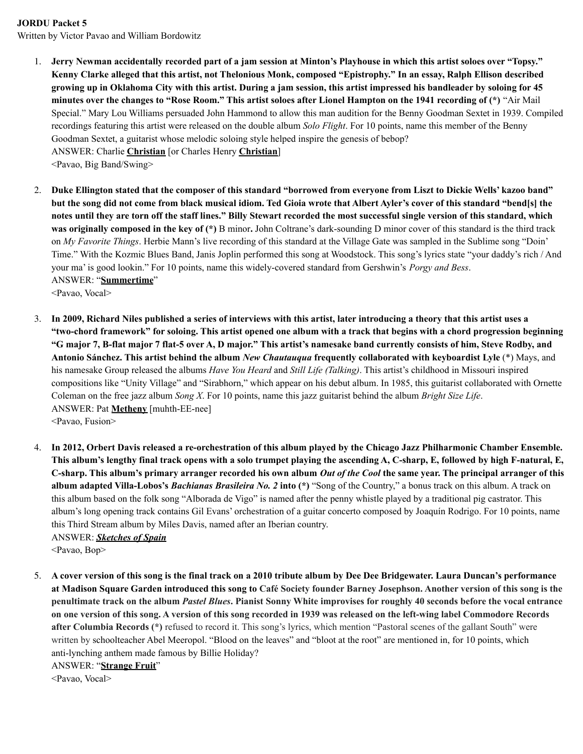**JORDU Packet 5**

Written by Victor Pavao and William Bordowitz

1. **Jerry Newman accidentally recorded part of a jam session at Minton's Playhouse in which this artist soloes over "Topsy." Kenny Clarke alleged that this artist, not Thelonious Monk, composed "Epistrophy." In an essay, Ralph Ellison described growing up in Oklahoma City with this artist. During a jam session, this artist impressed his bandleader by soloing for 45 minutes over the changes to "Rose Room." This artist soloes after Lionel Hampton on the 1941 recording of (*)** "Air Mail Special." Mary Lou Williams persuaded John Hammond to allow this man audition for the Benny Goodman Sextet in 1939. Compiled recordings featuring this artist were released on the double album *Solo Flight*. For 10 points, name this member of the Benny Goodman Sextet, a guitarist whose melodic soloing style helped inspire the genesis of bebop?
   ANSWER: Charlie **Christian** [or Charles Henry **Christian**]
   <Pavao, Big Band/Swing>

2. **Duke Ellington stated that the composer of this standard "borrowed from everyone from Liszt to Dickie Wells' kazoo band" but the song did not come from black musical idiom. Ted Gioia wrote that Albert Ayler's cover of this standard "bend[s] the notes until they are torn off the staff lines." Billy Stewart recorded the most successful single version of this standard, which was originally composed in the key of (*)** B minor**.** John Coltrane's dark-sounding D minor cover of this standard is the third track on *My Favorite Things*. Herbie Mann's live recording of this standard at the Village Gate was sampled in the Sublime song "Doin' Time." With the Kozmic Blues Band, Janis Joplin performed this song at Woodstock. This song's lyrics state "your daddy's rich / And your ma' is good lookin." For 10 points, name this widely-covered standard from Gershwin's *Porgy and Bess*.
   ANSWER: "**Summertime**"
   <Pavao, Vocal>

3. **In 2009, Richard Niles published a series of interviews with this artist, later introducing a theory that this artist uses a "two-chord framework" for soloing. This artist opened one album with a track that begins with a chord progression beginning "G major 7, B-flat major 7 flat-5 over A, D major." This artist's namesake band currently consists of him, Steve Rodby, and Antonio Sánchez. This artist behind the album *New Chautauqua* frequently collaborated with keyboardist Lyle** (*) Mays, and his namesake Group released the albums *Have You Heard* and *Still Life (Talking)*. This artist's childhood in Missouri inspired compositions like "Unity Village" and "Sirabhorn," which appear on his debut album. In 1985, this guitarist collaborated with Ornette Coleman on the free jazz album *Song X*. For 10 points, name this jazz guitarist behind the album *Bright Size Life*.
   ANSWER: Pat **Metheny** [muhth-EE-nee]
   <Pavao, Fusion>

4. **In 2012, Orbert Davis released a re-orchestration of this album played by the Chicago Jazz Philharmonic Chamber Ensemble. This album's lengthy final track opens with a solo trumpet playing the ascending A, C-sharp, E, followed by high F-natural, E, C-sharp. This album's primary arranger recorded his own album *Out of the Cool* the same year. The principal arranger of this album adapted Villa-Lobos's *Bachianas Brasileira No. 2* into (*)** "Song of the Country," a bonus track on this album. A track on this album based on the folk song "Alborada de Vigo" is named after the penny whistle played by a traditional pig castrator. This album's long opening track contains Gil Evans' orchestration of a guitar concerto composed by Joaquín Rodrigo. For 10 points, name this Third Stream album by Miles Davis, named after an Iberian country.
   ANSWER: ***Sketches of Spain***
   <Pavao, Bop>

5. **A cover version of this song is the final track on a 2010 tribute album by Dee Dee Bridgewater. Laura Duncan's performance at Madison Square Garden introduced this song to Café Society founder Barney Josephson. Another version of this song is the penultimate track on the album *Pastel Blues*. Pianist Sonny White improvises for roughly 40 seconds before the vocal entrance on one version of this song. A version of this song recorded in 1939 was released on the left-wing label Commodore Records after Columbia Records (*)** refused to record it. This song's lyrics, which mention "Pastoral scenes of the gallant South" were written by schoolteacher Abel Meeropol. "Blood on the leaves" and "bloot at the root" are mentioned in, for 10 points, which anti-lynching anthem made famous by Billie Holiday?
   ANSWER: "**Strange Fruit**"
   <Pavao, Vocal>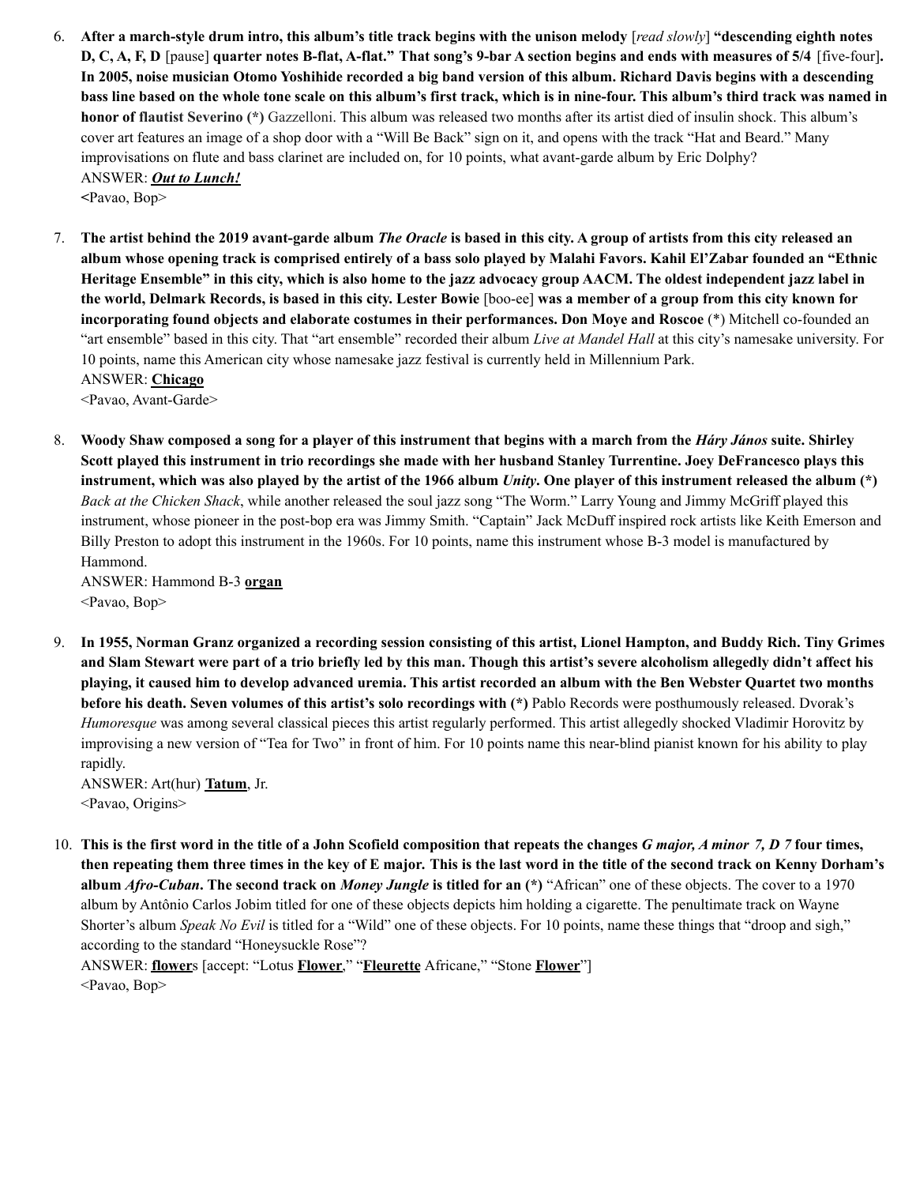6. **After a march-style drum intro, this album's title track begins with the unison melody** [*read slowly*] **"descending eighth notes D, C, A, F, D** [pause] **quarter notes B-flat, A-flat." That song's 9-bar A section begins and ends with measures of 5/4** [five-four]**. In 2005, noise musician Otomo Yoshihide recorded a big band version of this album. Richard Davis begins with a descending bass line based on the whole tone scale on this album's first track, which is in nine-four. This album's third track was named in honor of flautist Severino (\*)** Gazzelloni. This album was released two months after its artist died of insulin shock. This album's cover art features an image of a shop door with a "Will Be Back" sign on it, and opens with the track "Hat and Beard." Many improvisations on flute and bass clarinet are included on, for 10 points, what avant-garde album by Eric Dolphy?
   ANSWER: ***Out to Lunch!***
   **<**Pavao, Bop>

7. **The artist behind the 2019 avant-garde album *The Oracle* is based in this city. A group of artists from this city released an album whose opening track is comprised entirely of a bass solo played by Malahi Favors. Kahil El'Zabar founded an "Ethnic Heritage Ensemble" in this city, which is also home to the jazz advocacy group AACM. The oldest independent jazz label in the world, Delmark Records, is based in this city. Lester Bowie** [boo-ee] **was a member of a group from this city known for incorporating found objects and elaborate costumes in their performances. Don Moye and Roscoe** (\*) Mitchell co-founded an "art ensemble" based in this city. That "art ensemble" recorded their album *Live at Mandel Hall* at this city's namesake university. For 10 points, name this American city whose namesake jazz festival is currently held in Millennium Park.
   ANSWER: **Chicago**
   <Pavao, Avant-Garde>

8. **Woody Shaw composed a song for a player of this instrument that begins with a march from the *Háry János* suite. Shirley Scott played this instrument in trio recordings she made with her husband Stanley Turrentine. Joey DeFrancesco plays this instrument, which was also played by the artist of the 1966 album *Unity*. One player of this instrument released the album (\*)** *Back at the Chicken Shack*, while another released the soul jazz song "The Worm." Larry Young and Jimmy McGriff played this instrument, whose pioneer in the post-bop era was Jimmy Smith. "Captain" Jack McDuff inspired rock artists like Keith Emerson and Billy Preston to adopt this instrument in the 1960s. For 10 points, name this instrument whose B-3 model is manufactured by Hammond.
   ANSWER: Hammond B-3 **organ**
   <Pavao, Bop>

9. **In 1955, Norman Granz organized a recording session consisting of this artist, Lionel Hampton, and Buddy Rich. Tiny Grimes and Slam Stewart were part of a trio briefly led by this man. Though this artist's severe alcoholism allegedly didn't affect his playing, it caused him to develop advanced uremia. This artist recorded an album with the Ben Webster Quartet two months before his death. Seven volumes of this artist's solo recordings with (\*)** Pablo Records were posthumously released. Dvorak's *Humoresque* was among several classical pieces this artist regularly performed. This artist allegedly shocked Vladimir Horovitz by improvising a new version of "Tea for Two" in front of him. For 10 points name this near-blind pianist known for his ability to play rapidly.
   ANSWER: Art(hur) **Tatum**, Jr.
   <Pavao, Origins>

10. **This is the first word in the title of a John Scofield composition that repeats the changes *G major, A minor 7, D 7* four times, then repeating them three times in the key of E major. This is the last word in the title of the second track on Kenny Dorham's album *Afro-Cuban*. The second track on *Money Jungle* is titled for an (\*)** "African" one of these objects. The cover to a 1970 album by Antônio Carlos Jobim titled for one of these objects depicts him holding a cigarette. The penultimate track on Wayne Shorter's album *Speak No Evil* is titled for a "Wild" one of these objects. For 10 points, name these things that "droop and sigh," according to the standard "Honeysuckle Rose"?
    ANSWER: **flower**s [accept: "Lotus **Flower**," "**Fleurette** Africane," "Stone **Flower**"]
    <Pavao, Bop>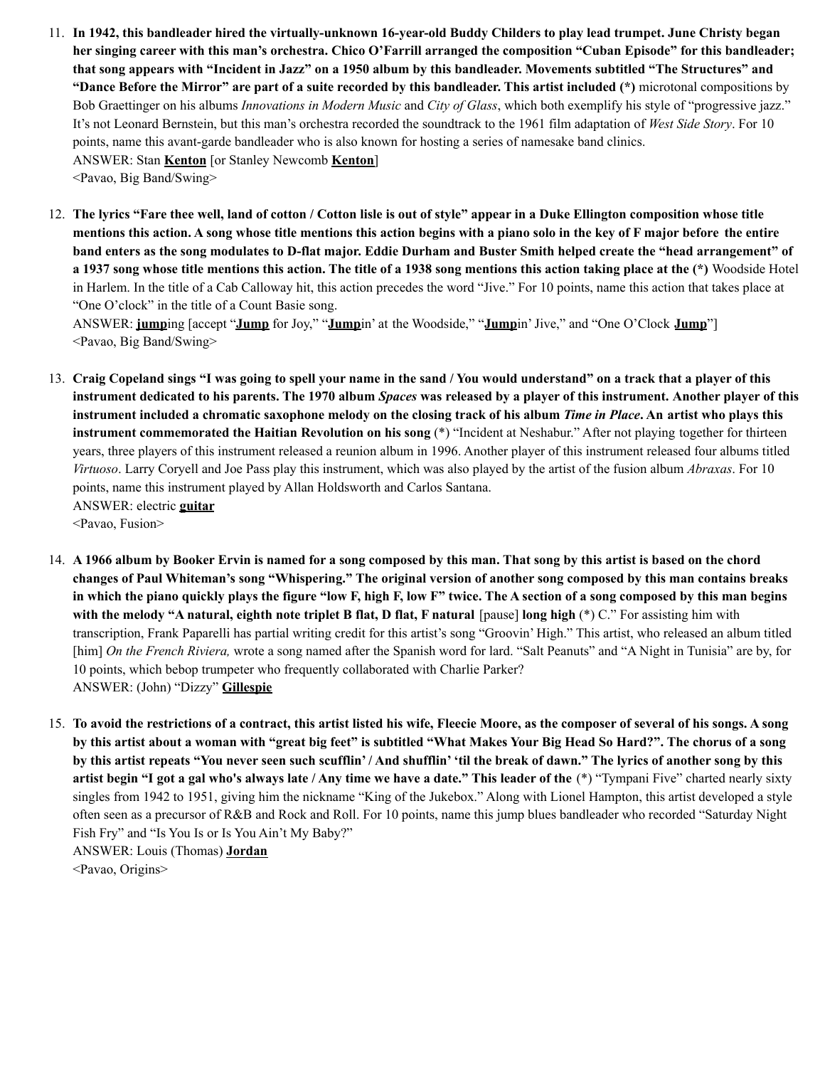11. **In 1942, this bandleader hired the virtually-unknown 16-year-old Buddy Childers to play lead trumpet. June Christy began her singing career with this man's orchestra. Chico O'Farrill arranged the composition "Cuban Episode" for this bandleader; that song appears with "Incident in Jazz" on a 1950 album by this bandleader. Movements subtitled "The Structures" and "Dance Before the Mirror" are part of a suite recorded by this bandleader. This artist included (*)** microtonal compositions by Bob Graettinger on his albums *Innovations in Modern Music* and *City of Glass*, which both exemplify his style of "progressive jazz." It's not Leonard Bernstein, but this man's orchestra recorded the soundtrack to the 1961 film adaptation of *West Side Story*. For 10 points, name this avant-garde bandleader who is also known for hosting a series of namesake band clinics.
ANSWER: Stan **Kenton** [or Stanley Newcomb **Kenton**]
<Pavao, Big Band/Swing>

12. **The lyrics "Fare thee well, land of cotton / Cotton lisle is out of style" appear in a Duke Ellington composition whose title mentions this action. A song whose title mentions this action begins with a piano solo in the key of F major before the entire band enters as the song modulates to D-flat major. Eddie Durham and Buster Smith helped create the "head arrangement" of a 1937 song whose title mentions this action. The title of a 1938 song mentions this action taking place at the (*)** Woodside Hotel in Harlem. In the title of a Cab Calloway hit, this action precedes the word "Jive." For 10 points, name this action that takes place at "One O'clock" in the title of a Count Basie song.
ANSWER: **jump**ing [accept "**Jump** for Joy," "**Jump**in' at the Woodside," "**Jump**in' Jive," and "One O'Clock **Jump**"]
<Pavao, Big Band/Swing>

13. **Craig Copeland sings "I was going to spell your name in the sand / You would understand" on a track that a player of this instrument dedicated to his parents. The 1970 album *Spaces* was released by a player of this instrument. Another player of this instrument included a chromatic saxophone melody on the closing track of his album *Time in Place*. An artist who plays this instrument commemorated the Haitian Revolution on his song** (*) "Incident at Neshabur." After not playing together for thirteen years, three players of this instrument released a reunion album in 1996. Another player of this instrument released four albums titled *Virtuoso*. Larry Coryell and Joe Pass play this instrument, which was also played by the artist of the fusion album *Abraxas*. For 10 points, name this instrument played by Allan Holdsworth and Carlos Santana.
ANSWER: electric **guitar**
<Pavao, Fusion>

14. **A 1966 album by Booker Ervin is named for a song composed by this man. That song by this artist is based on the chord changes of Paul Whiteman's song "Whispering." The original version of another song composed by this man contains breaks in which the piano quickly plays the figure "low F, high F, low F" twice. The A section of a song composed by this man begins with the melody "A natural, eighth note triplet B flat, D flat, F natural** [pause] **long high** (*) C." For assisting him with transcription, Frank Paparelli has partial writing credit for this artist's song "Groovin' High." This artist, who released an album titled [him] *On the French Riviera,* wrote a song named after the Spanish word for lard. "Salt Peanuts" and "A Night in Tunisia" are by, for 10 points, which bebop trumpeter who frequently collaborated with Charlie Parker?
ANSWER: (John) "Dizzy" **Gillespie**

15. **To avoid the restrictions of a contract, this artist listed his wife, Fleecie Moore, as the composer of several of his songs. A song by this artist about a woman with "great big feet" is subtitled "What Makes Your Big Head So Hard?". The chorus of a song by this artist repeats "You never seen such scufflin' / And shufflin' 'til the break of dawn." The lyrics of another song by this artist begin "I got a gal who's always late / Any time we have a date." This leader of the** (*) "Tympani Five" charted nearly sixty singles from 1942 to 1951, giving him the nickname "King of the Jukebox." Along with Lionel Hampton, this artist developed a style often seen as a precursor of R&B and Rock and Roll. For 10 points, name this jump blues bandleader who recorded "Saturday Night Fish Fry" and "Is You Is or Is You Ain't My Baby?"
ANSWER: Louis (Thomas) **Jordan**
<Pavao, Origins>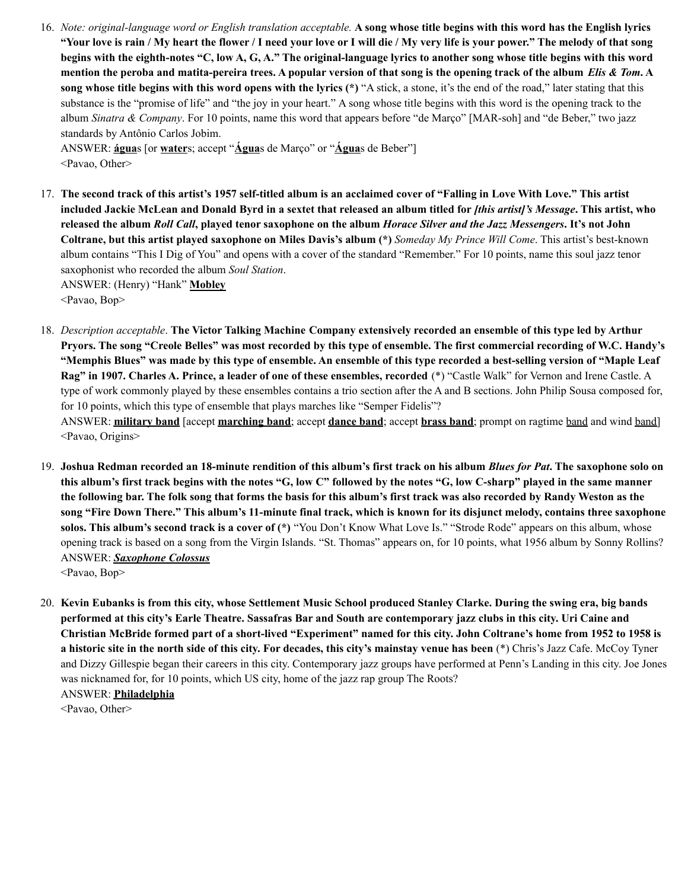16. *Note: original-language word or English translation acceptable.* **A song whose title begins with this word has the English lyrics "Your love is rain / My heart the flower / I need your love or I will die / My very life is your power." The melody of that song begins with the eighth-notes "C, low A, G, A." The original-language lyrics to another song whose title begins with this word mention the peroba and matita-pereira trees. A popular version of that song is the opening track of the album *Elis & Tom*. A song whose title begins with this word opens with the lyrics (\*)** "A stick, a stone, it's the end of the road," later stating that this substance is the "promise of life" and "the joy in your heart." A song whose title begins with this word is the opening track to the album *Sinatra & Company*. For 10 points, name this word that appears before "de Março" [MAR-soh] and "de Beber," two jazz standards by Antônio Carlos Jobim.
ANSWER: **água**s [or **water**s; accept "**Água**s de Março" or "**Água**s de Beber"]
<Pavao, Other>

17. **The second track of this artist's 1957 self-titled album is an acclaimed cover of "Falling in Love With Love." This artist included Jackie McLean and Donald Byrd in a sextet that released an album titled for *[this artist]'s Message*. This artist, who released the album *Roll Call*, played tenor saxophone on the album *Horace Silver and the Jazz Messengers*. It's not John Coltrane, but this artist played saxophone on Miles Davis's album (\*)** *Someday My Prince Will Come*. This artist's best-known album contains "This I Dig of You" and opens with a cover of the standard "Remember." For 10 points, name this soul jazz tenor saxophonist who recorded the album *Soul Station*.
ANSWER: (Henry) "Hank" **Mobley**
<Pavao, Bop>

18. *Description acceptable*. **The Victor Talking Machine Company extensively recorded an ensemble of this type led by Arthur Pryors. The song "Creole Belles" was most recorded by this type of ensemble. The first commercial recording of W.C. Handy's "Memphis Blues" was made by this type of ensemble. An ensemble of this type recorded a best-selling version of "Maple Leaf Rag" in 1907. Charles A. Prince, a leader of one of these ensembles, recorded** (\*) "Castle Walk" for Vernon and Irene Castle. A type of work commonly played by these ensembles contains a trio section after the A and B sections. John Philip Sousa composed for, for 10 points, which this type of ensemble that plays marches like "Semper Fidelis"?
ANSWER: **military band** [accept **marching band**; accept **dance band**; accept **brass band**; prompt on ragtime band and wind band]
<Pavao, Origins>

19. **Joshua Redman recorded an 18-minute rendition of this album's first track on his album *Blues for Pat*. The saxophone solo on this album's first track begins with the notes "G, low C" followed by the notes "G, low C-sharp" played in the same manner the following bar. The folk song that forms the basis for this album's first track was also recorded by Randy Weston as the song "Fire Down There." This album's 11-minute final track, which is known for its disjunct melody, contains three saxophone solos. This album's second track is a cover of (\*)** "You Don't Know What Love Is." "Strode Rode" appears on this album, whose opening track is based on a song from the Virgin Islands. "St. Thomas" appears on, for 10 points, what 1956 album by Sonny Rollins?
ANSWER: ***Saxophone Colossus***
<Pavao, Bop>

20. **Kevin Eubanks is from this city, whose Settlement Music School produced Stanley Clarke. During the swing era, big bands performed at this city's Earle Theatre. Sassafras Bar and South are contemporary jazz clubs in this city. Uri Caine and Christian McBride formed part of a short-lived "Experiment" named for this city. John Coltrane's home from 1952 to 1958 is a historic site in the north side of this city. For decades, this city's mainstay venue has been** (\*) Chris's Jazz Cafe. McCoy Tyner and Dizzy Gillespie began their careers in this city. Contemporary jazz groups have performed at Penn's Landing in this city. Joe Jones was nicknamed for, for 10 points, which US city, home of the jazz rap group The Roots?
ANSWER: **Philadelphia**
<Pavao, Other>